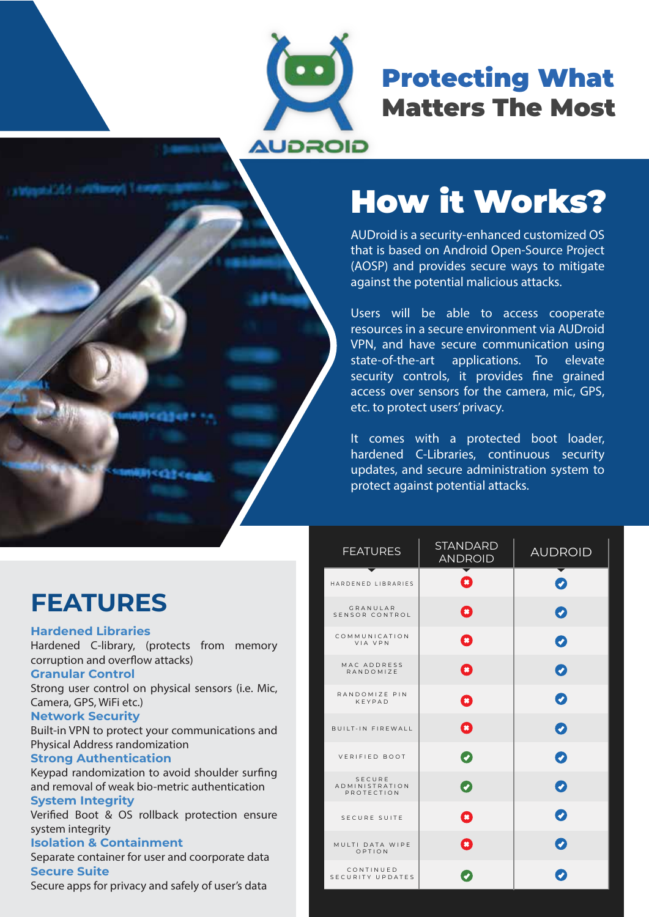AUDROID

# Protecting What Matters The Most

## How it Works?

AUDroid is a security-enhanced customized OS that is based on Android Open-Source Project (AOSP) and provides secure ways to mitigate against the potential malicious attacks.

Users will be able to access cooperate resources in a secure environment via AUDroid VPN, and have secure communication using state-of-the-art applications. To elevate security controls, it provides fine grained access over sensors for the camera, mic, GPS, etc. to protect users' privacy.

It comes with a protected boot loader, hardened C-Libraries, continuous security updates, and secure administration system to protect against potential attacks.

## FEATURES

**Hardened Libraries**
Hardened C-library, (protects from memory corruption and overflow attacks)

**Granular Control**
Strong user control on physical sensors (i.e. Mic, Camera, GPS, WiFi etc.)

**Network Security**
Built-in VPN to protect your communications and Physical Address randomization

**Strong Authentication**
Keypad randomization to avoid shoulder surfing and removal of weak bio-metric authentication

**System Integrity**
Verified Boot & OS rollback protection ensure system integrity

**Isolation & Containment**
Separate container for user and coorporate data

**Secure Suite**
Secure apps for privacy and safely of user's data

| FEATURES | STANDARD ANDROID | AUDROID |
|---|---|---|
| HARDENED LIBRARIES | ✗ | ✓ |
| GRANULAR SENSOR CONTROL | ✗ | ✓ |
| COMMUNICATION VIA VPN | ✗ | ✓ |
| MAC ADDRESS RANDOMIZE | ✗ | ✓ |
| RANDOMIZE PIN KEYPAD | ✗ | ✓ |
| BUILT-IN FIREWALL | ✗ | ✓ |
| VERIFIED BOOT | ✓ | ✓ |
| SECURE ADMINISTRATION PROTECTION | ✓ | ✓ |
| SECURE SUITE | ✗ | ✓ |
| MULTI DATA WIPE OPTION | ✗ | ✓ |
| CONTINUED SECURITY UPDATES | ✓ | ✓ |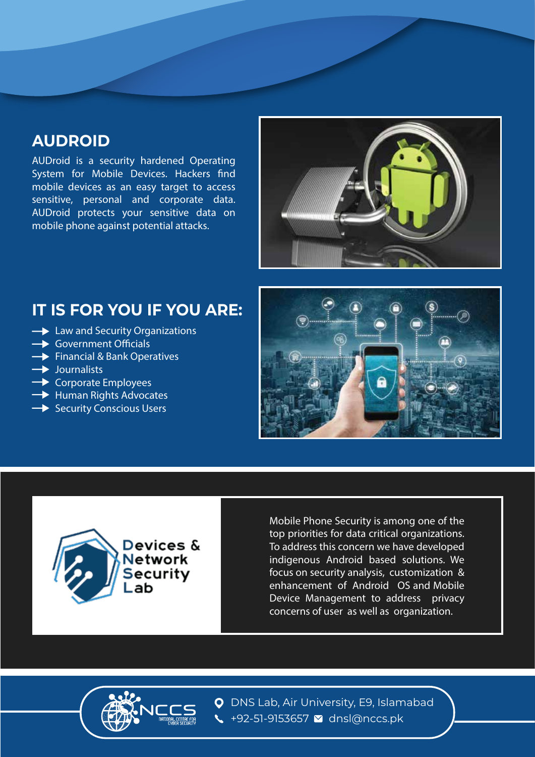## AUDROID

AUDroid is a security hardened Operating System for Mobile Devices. Hackers find mobile devices as an easy target to access sensitive, personal and corporate data. AUDroid protects your sensitive data on mobile phone against potential attacks.

## IT IS FOR YOU IF YOU ARE:

- Law and Security Organizations
- Government Officials
- Financial & Bank Operatives
- Journalists
- Corporate Employees
- Human Rights Advocates
- Security Conscious Users

Devices & Network Security Lab

Mobile Phone Security is among one of the top priorities for data critical organizations. To address this concern we have developed indigenous Android based solutions. We focus on security analysis, customization & enhancement of Android OS and Mobile Device Management to address privacy concerns of user as well as organization.

NCCS NATIONAL CENTRE FOR CYBER SECURITY

DNS Lab, Air University, E9, Islamabad

+92-51-9153657 dnsl@nccs.pk